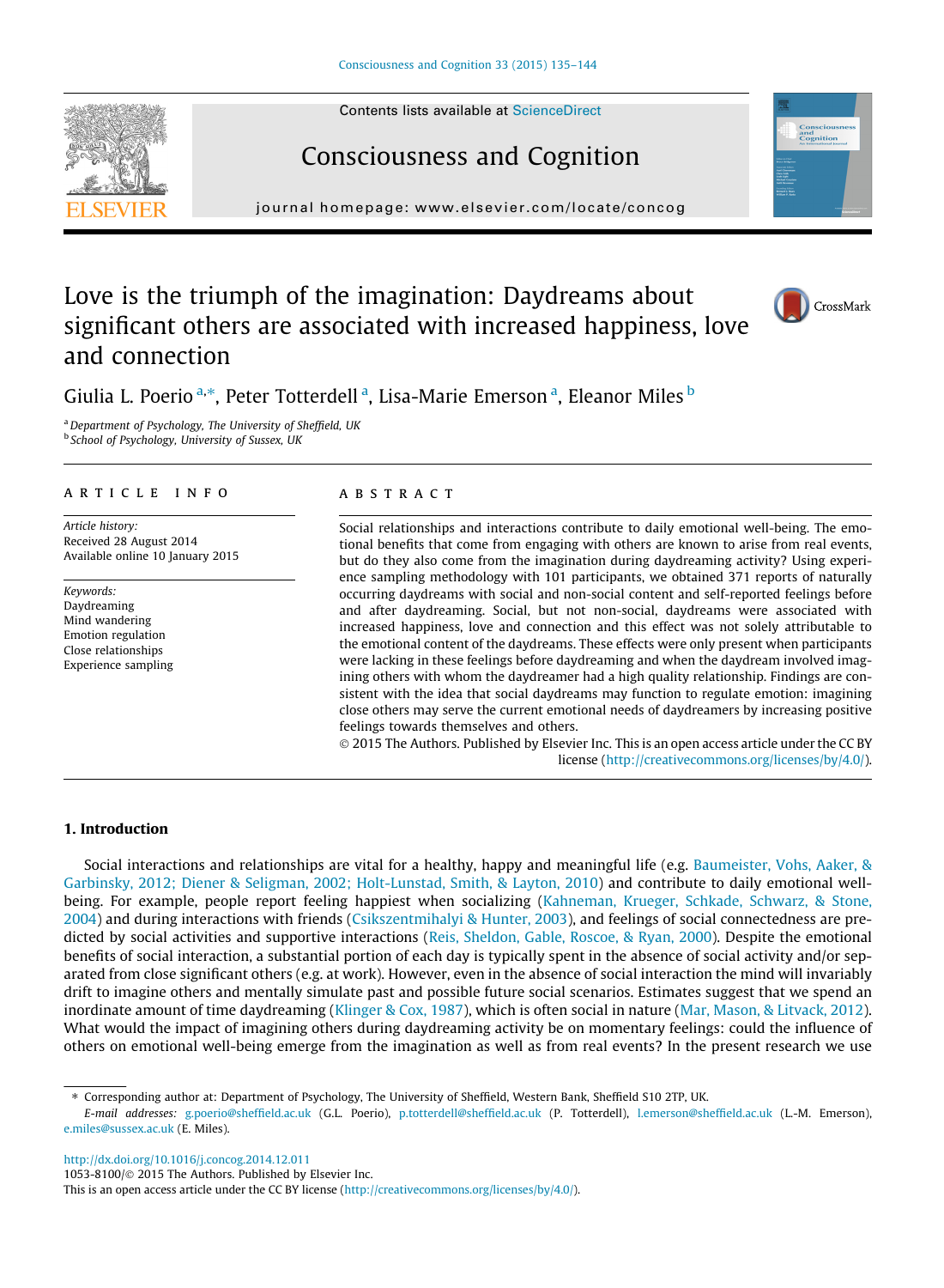Contents lists available at ScienceDirect

# Consciousness and Cognition

journal homepage: www.elsevier.com/locate/concog

# Love is the triumph of the imagination: Daydreams about significant others are associated with increased happiness, love and connection

Giulia L. Poerio [a,*], Peter Totterdell [a], Lisa-Marie Emerson [a], Eleanor Miles [b]

[a] *Department of Psychology, The University of Sheffield, UK*
[b] *School of Psychology, University of Sussex, UK*

## ARTICLE INFO

*Article history:*
Received 28 August 2014
Available online 10 January 2015

*Keywords:*
Daydreaming
Mind wandering
Emotion regulation
Close relationships
Experience sampling

## ABSTRACT

Social relationships and interactions contribute to daily emotional well-being. The emotional benefits that come from engaging with others are known to arise from real events, but do they also come from the imagination during daydreaming activity? Using experience sampling methodology with 101 participants, we obtained 371 reports of naturally occurring daydreams with social and non-social content and self-reported feelings before and after daydreaming. Social, but not non-social, daydreams were associated with increased happiness, love and connection and this effect was not solely attributable to the emotional content of the daydreams. These effects were only present when participants were lacking in these feelings before daydreaming and when the daydream involved imagining others with whom the daydreamer had a high quality relationship. Findings are consistent with the idea that social daydreams may function to regulate emotion: imagining close others may serve the current emotional needs of daydreamers by increasing positive feelings towards themselves and others.

© 2015 The Authors. Published by Elsevier Inc. This is an open access article under the CC BY license (http://creativecommons.org/licenses/by/4.0/).

## 1. Introduction

Social interactions and relationships are vital for a healthy, happy and meaningful life (e.g. Baumeister, Vohs, Aaker, & Garbinsky, 2012; Diener & Seligman, 2002; Holt-Lunstad, Smith, & Layton, 2010) and contribute to daily emotional well-being. For example, people report feeling happiest when socializing (Kahneman, Krueger, Schkade, Schwarz, & Stone, 2004) and during interactions with friends (Csikszentmihalyi & Hunter, 2003), and feelings of social connectedness are predicted by social activities and supportive interactions (Reis, Sheldon, Gable, Roscoe, & Ryan, 2000). Despite the emotional benefits of social interaction, a substantial portion of each day is typically spent in the absence of social activity and/or separated from close significant others (e.g. at work). However, even in the absence of social interaction the mind will invariably drift to imagine others and mentally simulate past and possible future social scenarios. Estimates suggest that we spend an inordinate amount of time daydreaming (Klinger & Cox, 1987), which is often social in nature (Mar, Mason, & Litvack, 2012). What would the impact of imagining others during daydreaming activity be on momentary feelings: could the influence of others on emotional well-being emerge from the imagination as well as from real events? In the present research we use

---

* Corresponding author at: Department of Psychology, The University of Sheffield, Western Bank, Sheffield S10 2TP, UK.
*E-mail addresses:* g.poerio@sheffield.ac.uk (G.L. Poerio), p.totterdell@sheffield.ac.uk (P. Totterdell), l.emerson@sheffield.ac.uk (L.-M. Emerson), e.miles@sussex.ac.uk (E. Miles).

http://dx.doi.org/10.1016/j.concog.2014.12.011
1053-8100/© 2015 The Authors. Published by Elsevier Inc.
This is an open access article under the CC BY license (http://creativecommons.org/licenses/by/4.0/).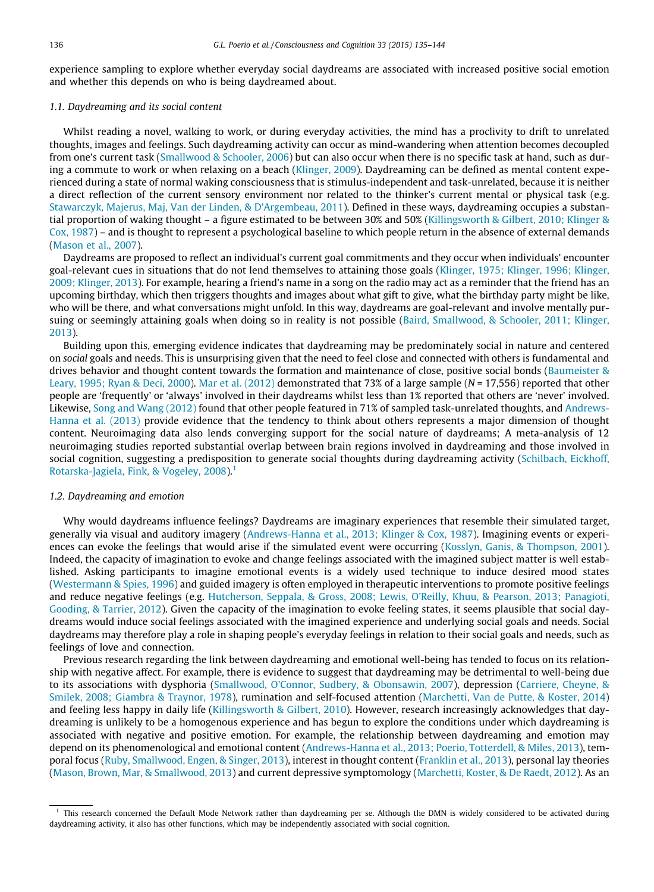experience sampling to explore whether everyday social daydreams are associated with increased positive social emotion and whether this depends on who is being daydreamed about.

### 1.1. Daydreaming and its social content

Whilst reading a novel, walking to work, or during everyday activities, the mind has a proclivity to drift to unrelated thoughts, images and feelings. Such daydreaming activity can occur as mind-wandering when attention becomes decoupled from one's current task (Smallwood & Schooler, 2006) but can also occur when there is no specific task at hand, such as during a commute to work or when relaxing on a beach (Klinger, 2009). Daydreaming can be defined as mental content experienced during a state of normal waking consciousness that is stimulus-independent and task-unrelated, because it is neither a direct reflection of the current sensory environment nor related to the thinker's current mental or physical task (e.g. Stawarczyk, Majerus, Maj, Van der Linden, & D'Argembeau, 2011). Defined in these ways, daydreaming occupies a substantial proportion of waking thought – a figure estimated to be between 30% and 50% (Killingsworth & Gilbert, 2010; Klinger & Cox, 1987) – and is thought to represent a psychological baseline to which people return in the absence of external demands (Mason et al., 2007).

Daydreams are proposed to reflect an individual's current goal commitments and they occur when individuals' encounter goal-relevant cues in situations that do not lend themselves to attaining those goals (Klinger, 1975; Klinger, 1996; Klinger, 2009; Klinger, 2013). For example, hearing a friend's name in a song on the radio may act as a reminder that the friend has an upcoming birthday, which then triggers thoughts and images about what gift to give, what the birthday party might be like, who will be there, and what conversations might unfold. In this way, daydreams are goal-relevant and involve mentally pursuing or seemingly attaining goals when doing so in reality is not possible (Baird, Smallwood, & Schooler, 2011; Klinger, 2013).

Building upon this, emerging evidence indicates that daydreaming may be predominately social in nature and centered on *social* goals and needs. This is unsurprising given that the need to feel close and connected with others is fundamental and drives behavior and thought content towards the formation and maintenance of close, positive social bonds (Baumeister & Leary, 1995; Ryan & Deci, 2000). Mar et al. (2012) demonstrated that 73% of a large sample ($N = 17{,}556$) reported that other people are 'frequently' or 'always' involved in their daydreams whilst less than 1% reported that others are 'never' involved. Likewise, Song and Wang (2012) found that other people featured in 71% of sampled task-unrelated thoughts, and Andrews-Hanna et al. (2013) provide evidence that the tendency to think about others represents a major dimension of thought content. Neuroimaging data also lends converging support for the social nature of daydreams; A meta-analysis of 12 neuroimaging studies reported substantial overlap between brain regions involved in daydreaming and those involved in social cognition, suggesting a predisposition to generate social thoughts during daydreaming activity (Schilbach, Eickhoff, Rotarska-Jagiela, Fink, & Vogeley, 2008).[1]

### 1.2. Daydreaming and emotion

Why would daydreams influence feelings? Daydreams are imaginary experiences that resemble their simulated target, generally via visual and auditory imagery (Andrews-Hanna et al., 2013; Klinger & Cox, 1987). Imagining events or experiences can evoke the feelings that would arise if the simulated event were occurring (Kosslyn, Ganis, & Thompson, 2001). Indeed, the capacity of imagination to evoke and change feelings associated with the imagined subject matter is well established. Asking participants to imagine emotional events is a widely used technique to induce desired mood states (Westermann & Spies, 1996) and guided imagery is often employed in therapeutic interventions to promote positive feelings and reduce negative feelings (e.g. Hutcherson, Seppala, & Gross, 2008; Lewis, O'Reilly, Khuu, & Pearson, 2013; Panagioti, Gooding, & Tarrier, 2012). Given the capacity of the imagination to evoke feeling states, it seems plausible that social daydreams would induce social feelings associated with the imagined experience and underlying social goals and needs. Social daydreams may therefore play a role in shaping people's everyday feelings in relation to their social goals and needs, such as feelings of love and connection.

Previous research regarding the link between daydreaming and emotional well-being has tended to focus on its relationship with negative affect. For example, there is evidence to suggest that daydreaming may be detrimental to well-being due to its associations with dysphoria (Smallwood, O'Connor, Sudbery, & Obonsawin, 2007), depression (Carriere, Cheyne, & Smilek, 2008; Giambra & Traynor, 1978), rumination and self-focused attention (Marchetti, Van de Putte, & Koster, 2014) and feeling less happy in daily life (Killingsworth & Gilbert, 2010). However, research increasingly acknowledges that daydreaming is unlikely to be a homogenous experience and has begun to explore the conditions under which daydreaming is associated with negative and positive emotion. For example, the relationship between daydreaming and emotion may depend on its phenomenological and emotional content (Andrews-Hanna et al., 2013; Poerio, Totterdell, & Miles, 2013), temporal focus (Ruby, Smallwood, Engen, & Singer, 2013), interest in thought content (Franklin et al., 2013), personal lay theories (Mason, Brown, Mar, & Smallwood, 2013) and current depressive symptomology (Marchetti, Koster, & De Raedt, 2012). As an

---

[1] This research concerned the Default Mode Network rather than daydreaming per se. Although the DMN is widely considered to be activated during daydreaming activity, it also has other functions, which may be independently associated with social cognition.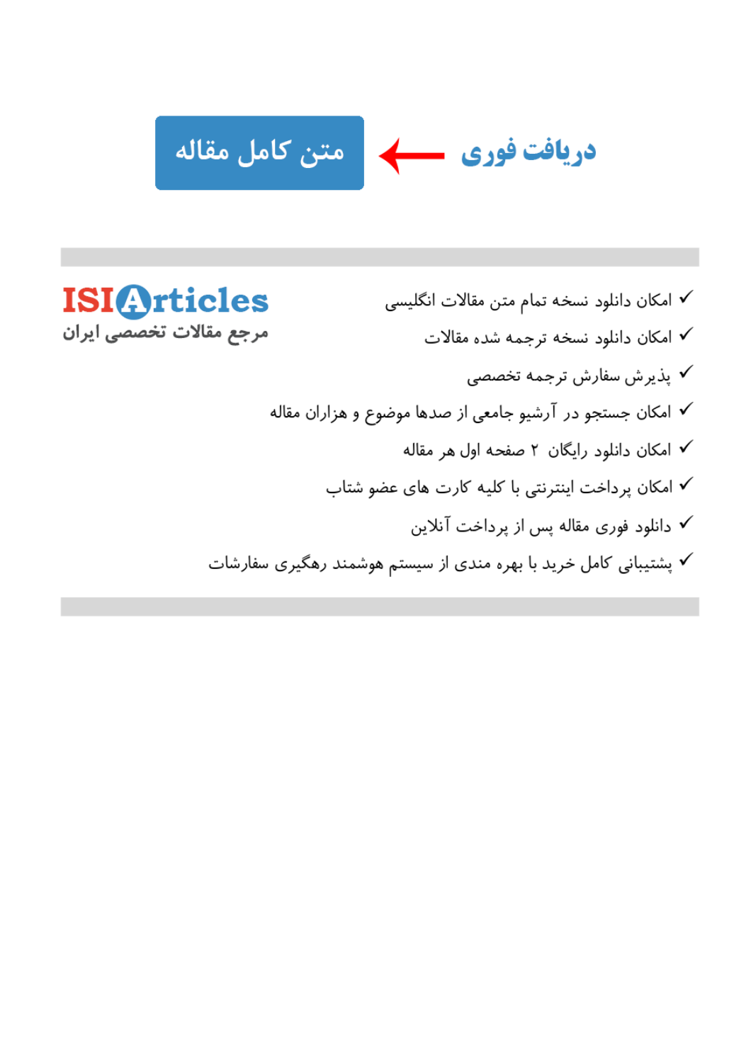دریافت فوری ← **متن کامل مقاله**

**ISIArticles**
مرجع مقالات تخصصی ایران

- ✓ امکان دانلود نسخه تمام متن مقالات انگلیسی
- ✓ امکان دانلود نسخه ترجمه شده مقالات
- ✓ پذیرش سفارش ترجمه تخصصی
- ✓ امکان جستجو در آرشیو جامعی از صدها موضوع و هزاران مقاله
- ✓ امکان دانلود رایگان ۲ صفحه اول هر مقاله
- ✓ امکان پرداخت اینترنتی با کلیه کارت های عضو شتاب
- ✓ دانلود فوری مقاله پس از پرداخت آنلاین
- ✓ پشتیبانی کامل خرید با بهره مندی از سیستم هوشمند رهگیری سفارشات